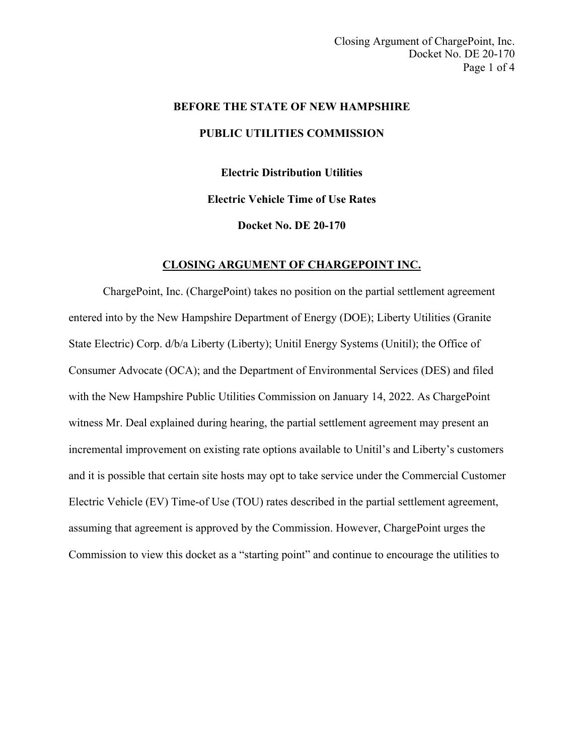**BEFORE THE STATE OF NEW HAMPSHIRE**

**PUBLIC UTILITIES COMMISSION**

**Electric Distribution Utilities**

**Electric Vehicle Time of Use Rates**

**Docket No. DE 20-170**

## CLOSING ARGUMENT OF CHARGEPOINT INC.

ChargePoint, Inc. (ChargePoint) takes no position on the partial settlement agreement entered into by the New Hampshire Department of Energy (DOE); Liberty Utilities (Granite State Electric) Corp. d/b/a Liberty (Liberty); Unitil Energy Systems (Unitil); the Office of Consumer Advocate (OCA); and the Department of Environmental Services (DES) and filed with the New Hampshire Public Utilities Commission on January 14, 2022. As ChargePoint witness Mr. Deal explained during hearing, the partial settlement agreement may present an incremental improvement on existing rate options available to Unitil's and Liberty's customers and it is possible that certain site hosts may opt to take service under the Commercial Customer Electric Vehicle (EV) Time-of Use (TOU) rates described in the partial settlement agreement, assuming that agreement is approved by the Commission. However, ChargePoint urges the Commission to view this docket as a "starting point" and continue to encourage the utilities to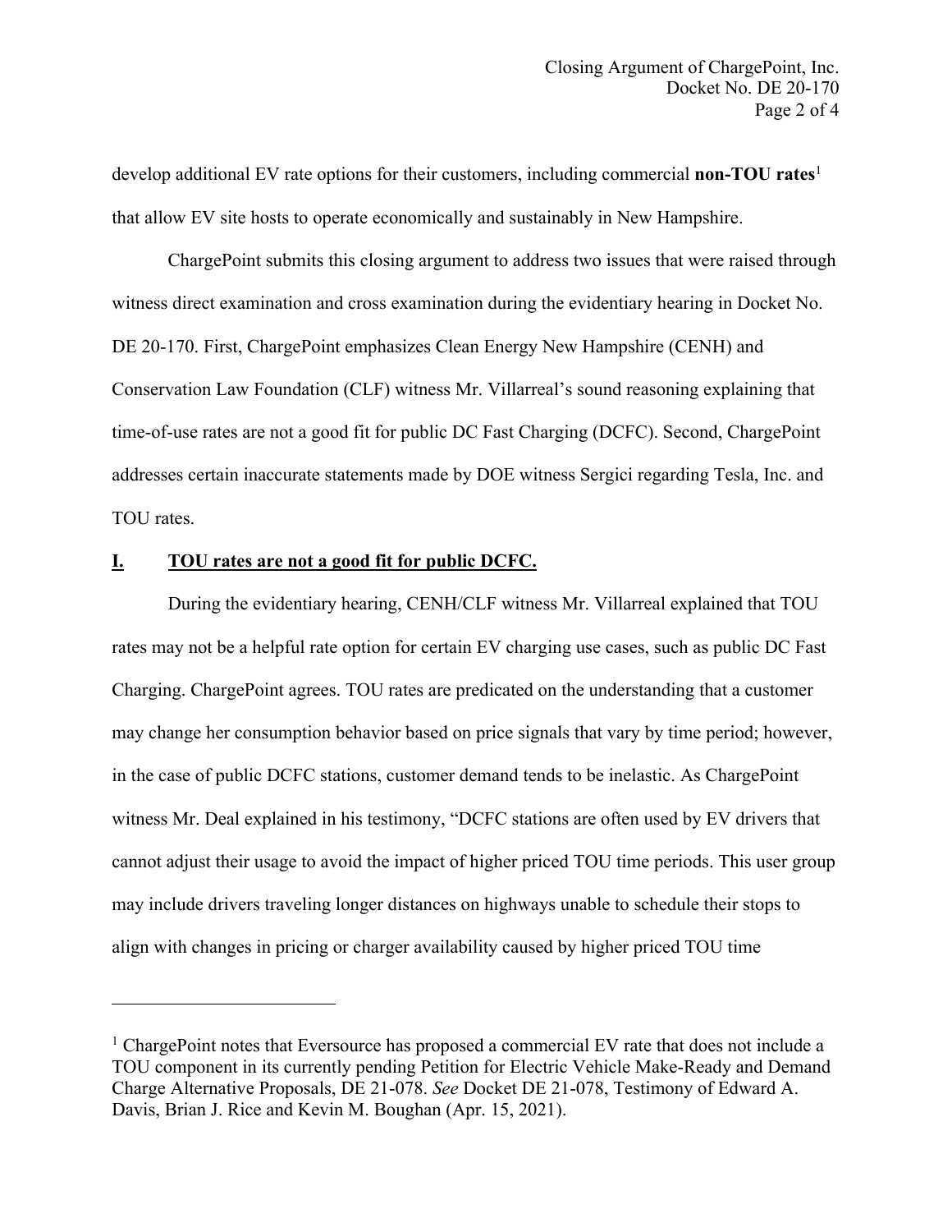develop additional EV rate options for their customers, including commercial **non-TOU rates**[1] that allow EV site hosts to operate economically and sustainably in New Hampshire.

ChargePoint submits this closing argument to address two issues that were raised through witness direct examination and cross examination during the evidentiary hearing in Docket No. DE 20-170. First, ChargePoint emphasizes Clean Energy New Hampshire (CENH) and Conservation Law Foundation (CLF) witness Mr. Villarreal's sound reasoning explaining that time-of-use rates are not a good fit for public DC Fast Charging (DCFC). Second, ChargePoint addresses certain inaccurate statements made by DOE witness Sergici regarding Tesla, Inc. and TOU rates.

## I. <u>TOU rates are not a good fit for public DCFC.</u>

During the evidentiary hearing, CENH/CLF witness Mr. Villarreal explained that TOU rates may not be a helpful rate option for certain EV charging use cases, such as public DC Fast Charging. ChargePoint agrees. TOU rates are predicated on the understanding that a customer may change her consumption behavior based on price signals that vary by time period; however, in the case of public DCFC stations, customer demand tends to be inelastic. As ChargePoint witness Mr. Deal explained in his testimony, "DCFC stations are often used by EV drivers that cannot adjust their usage to avoid the impact of higher priced TOU time periods. This user group may include drivers traveling longer distances on highways unable to schedule their stops to align with changes in pricing or charger availability caused by higher priced TOU time

---

[1] ChargePoint notes that Eversource has proposed a commercial EV rate that does not include a TOU component in its currently pending Petition for Electric Vehicle Make-Ready and Demand Charge Alternative Proposals, DE 21-078. *See* Docket DE 21-078, Testimony of Edward A. Davis, Brian J. Rice and Kevin M. Boughan (Apr. 15, 2021).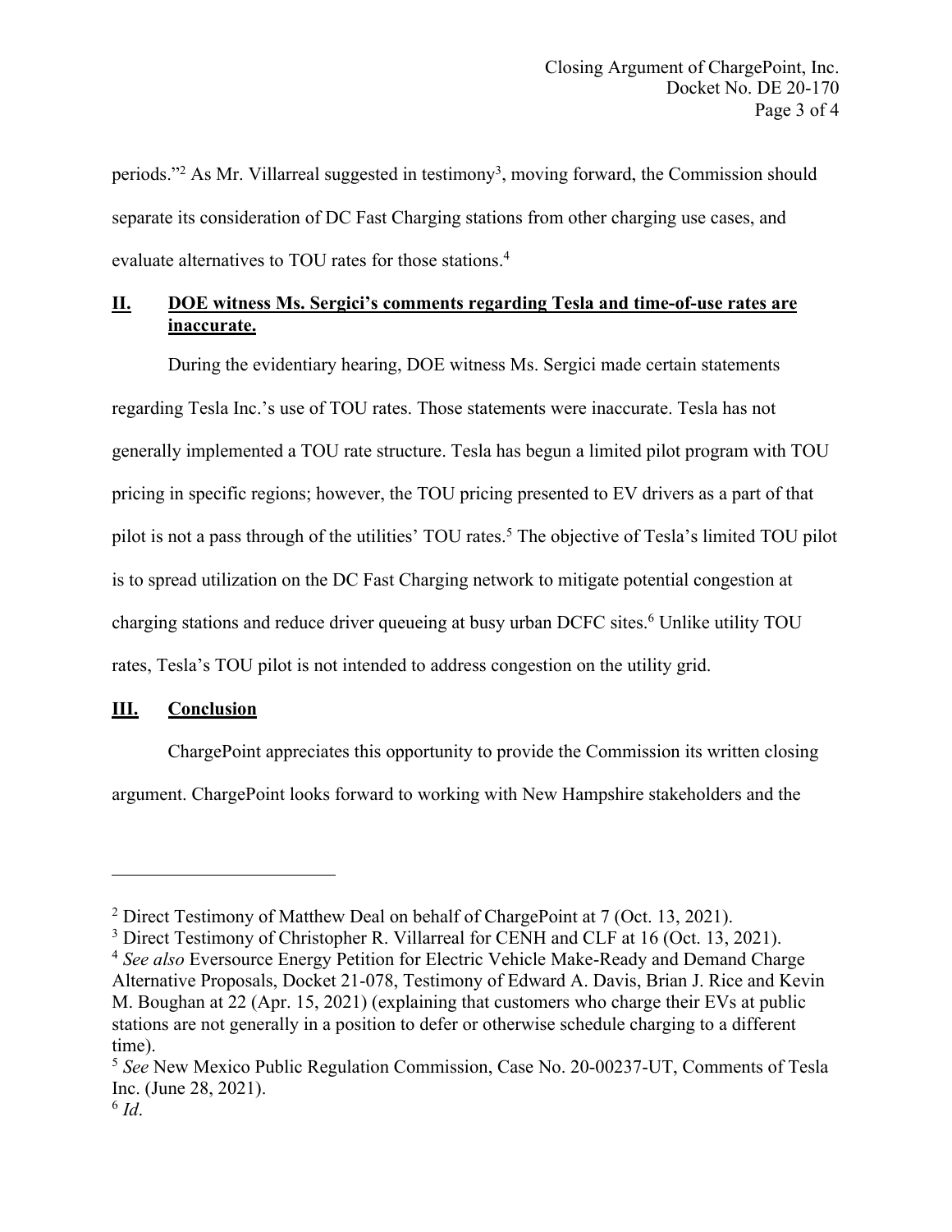periods."[2] As Mr. Villarreal suggested in testimony[3], moving forward, the Commission should separate its consideration of DC Fast Charging stations from other charging use cases, and evaluate alternatives to TOU rates for those stations.[4]

## II. DOE witness Ms. Sergici's comments regarding Tesla and time-of-use rates are inaccurate.

During the evidentiary hearing, DOE witness Ms. Sergici made certain statements regarding Tesla Inc.'s use of TOU rates. Those statements were inaccurate. Tesla has not generally implemented a TOU rate structure. Tesla has begun a limited pilot program with TOU pricing in specific regions; however, the TOU pricing presented to EV drivers as a part of that pilot is not a pass through of the utilities' TOU rates.[5] The objective of Tesla's limited TOU pilot is to spread utilization on the DC Fast Charging network to mitigate potential congestion at charging stations and reduce driver queueing at busy urban DCFC sites.[6] Unlike utility TOU rates, Tesla's TOU pilot is not intended to address congestion on the utility grid.

## III. Conclusion

ChargePoint appreciates this opportunity to provide the Commission its written closing argument. ChargePoint looks forward to working with New Hampshire stakeholders and the

---

[2] Direct Testimony of Matthew Deal on behalf of ChargePoint at 7 (Oct. 13, 2021).

[3] Direct Testimony of Christopher R. Villarreal for CENH and CLF at 16 (Oct. 13, 2021).

[4] *See also* Eversource Energy Petition for Electric Vehicle Make-Ready and Demand Charge Alternative Proposals, Docket 21-078, Testimony of Edward A. Davis, Brian J. Rice and Kevin M. Boughan at 22 (Apr. 15, 2021) (explaining that customers who charge their EVs at public stations are not generally in a position to defer or otherwise schedule charging to a different time).

[5] *See* New Mexico Public Regulation Commission, Case No. 20-00237-UT, Comments of Tesla Inc. (June 28, 2021).

[6] *Id*.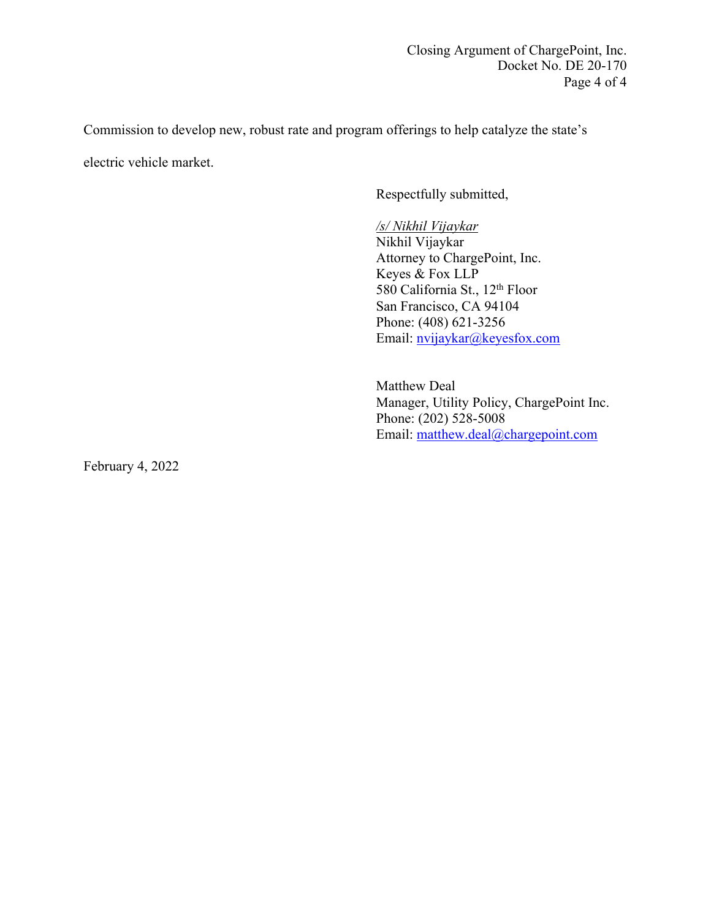Commission to develop new, robust rate and program offerings to help catalyze the state's electric vehicle market.

Respectfully submitted,

*/s/ Nikhil Vijaykar*
Nikhil Vijaykar
Attorney to ChargePoint, Inc.
Keyes & Fox LLP
580 California St., 12th Floor
San Francisco, CA 94104
Phone: (408) 621-3256
Email: nvijaykar@keyesfox.com

Matthew Deal
Manager, Utility Policy, ChargePoint Inc.
Phone: (202) 528-5008
Email: matthew.deal@chargepoint.com

February 4, 2022